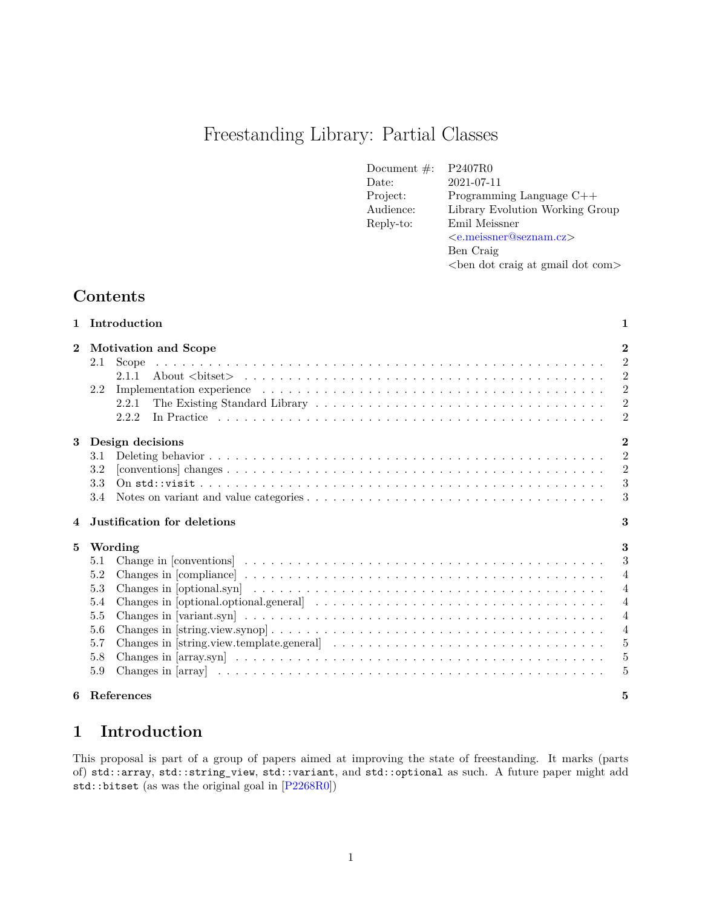# Freestanding Library: Partial Classes

| | |
|---|---|
| Document #: | P2407R0 |
| Date: | 2021-07-11 |
| Project: | Programming Language C++ |
| Audience: | Library Evolution Working Group |
| Reply-to: | Emil Meissner <e.meissner@seznam.cz> |
| | Ben Craig <ben dot craig at gmail dot com> |

## Contents

- 1 Introduction — 1
- 2 Motivation and Scope — 2
  - 2.1 Scope — 2
    - 2.1.1 About <bitset> — 2
  - 2.2 Implementation experience — 2
    - 2.2.1 The Existing Standard Library — 2
    - 2.2.2 In Practice — 2
- 3 Design decisions — 2
  - 3.1 Deleting behavior — 2
  - 3.2 [conventions] changes — 2
  - 3.3 On `std::visit` — 3
  - 3.4 Notes on variant and value categories — 3
- 4 Justification for deletions — 3
- 5 Wording — 3
  - 5.1 Change in [conventions] — 3
  - 5.2 Changes in [compliance] — 4
  - 5.3 Changes in [optional.syn] — 4
  - 5.4 Changes in [optional.optional.general] — 4
  - 5.5 Changes in [variant.syn] — 4
  - 5.6 Changes in [string.view.synop] — 4
  - 5.7 Changes in [string.view.template.general] — 5
  - 5.8 Changes in [array.syn] — 5
  - 5.9 Changes in [array] — 5
- 6 References — 5

# 1 Introduction

This proposal is part of a group of papers aimed at improving the state of freestanding. It marks (parts of) `std::array`, `std::string_view`, `std::variant`, and `std::optional` as such. A future paper might add `std::bitset` (as was the original goal in [P2268R0])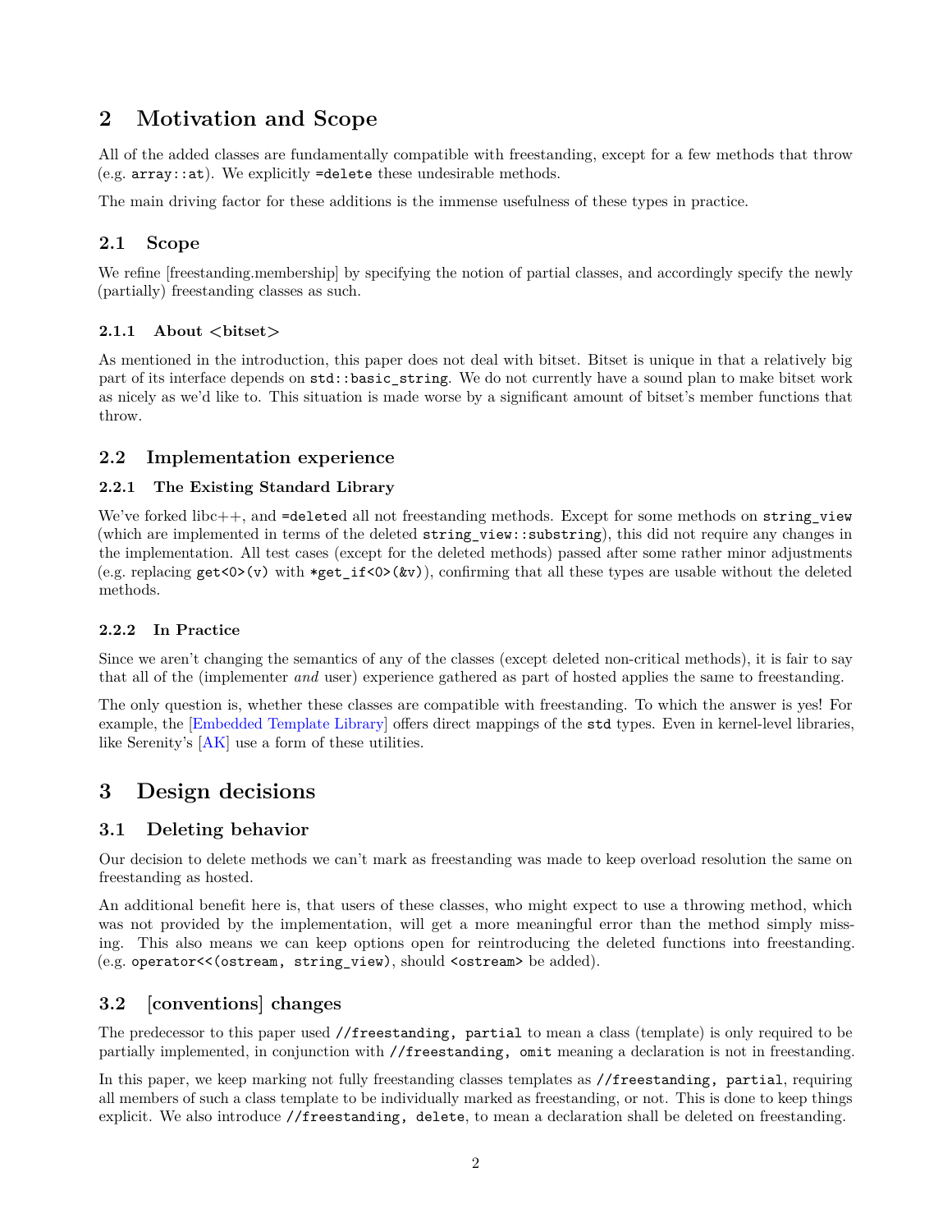# 2 Motivation and Scope

All of the added classes are fundamentally compatible with freestanding, except for a few methods that throw (e.g. `array::at`). We explicitly `=delete` these undesirable methods.

The main driving factor for these additions is the immense usefulness of these types in practice.

## 2.1 Scope

We refine [freestanding.membership] by specifying the notion of partial classes, and accordingly specify the newly (partially) freestanding classes as such.

### 2.1.1 About <bitset>

As mentioned in the introduction, this paper does not deal with bitset. Bitset is unique in that a relatively big part of its interface depends on `std::basic_string`. We do not currently have a sound plan to make bitset work as nicely as we'd like to. This situation is made worse by a significant amount of bitset's member functions that throw.

## 2.2 Implementation experience

### 2.2.1 The Existing Standard Library

We've forked libc++, and `=delete`d all not freestanding methods. Except for some methods on `string_view` (which are implemented in terms of the deleted `string_view::substring`), this did not require any changes in the implementation. All test cases (except for the deleted methods) passed after some rather minor adjustments (e.g. replacing `get<0>(v)` with `*get_if<0>(&v)`), confirming that all these types are usable without the deleted methods.

### 2.2.2 In Practice

Since we aren't changing the semantics of any of the classes (except deleted non-critical methods), it is fair to say that all of the (implementer *and* user) experience gathered as part of hosted applies the same to freestanding.

The only question is, whether these classes are compatible with freestanding. To which the answer is yes! For example, the [Embedded Template Library] offers direct mappings of the `std` types. Even in kernel-level libraries, like Serenity's [AK] use a form of these utilities.

# 3 Design decisions

## 3.1 Deleting behavior

Our decision to delete methods we can't mark as freestanding was made to keep overload resolution the same on freestanding as hosted.

An additional benefit here is, that users of these classes, who might expect to use a throwing method, which was not provided by the implementation, will get a more meaningful error than the method simply missing. This also means we can keep options open for reintroducing the deleted functions into freestanding. (e.g. `operator<<(ostream, string_view)`, should `<ostream>` be added).

## 3.2 [conventions] changes

The predecessor to this paper used `//freestanding, partial` to mean a class (template) is only required to be partially implemented, in conjunction with `//freestanding, omit` meaning a declaration is not in freestanding.

In this paper, we keep marking not fully freestanding classes templates as `//freestanding, partial`, requiring all members of such a class template to be individually marked as freestanding, or not. This is done to keep things explicit. We also introduce `//freestanding, delete`, to mean a declaration shall be deleted on freestanding.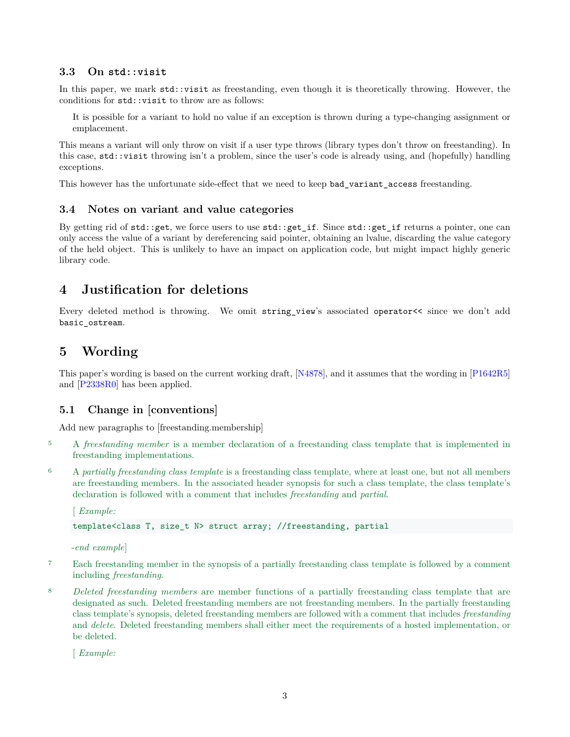### 3.3 On `std::visit`

In this paper, we mark `std::visit` as freestanding, even though it is theoretically throwing. However, the conditions for `std::visit` to throw are as follows:

> It is possible for a variant to hold no value if an exception is thrown during a type-changing assignment or emplacement.

This means a variant will only throw on visit if a user type throws (library types don't throw on freestanding). In this case, `std::visit` throwing isn't a problem, since the user's code is already using, and (hopefully) handling exceptions.

This however has the unfortunate side-effect that we need to keep `bad_variant_access` freestanding.

### 3.4 Notes on variant and value categories

By getting rid of `std::get`, we force users to use `std::get_if`. Since `std::get_if` returns a pointer, one can only access the value of a variant by dereferencing said pointer, obtaining an lvalue, discarding the value category of the held object. This is unlikely to have an impact on application code, but might impact highly generic library code.

## 4 Justification for deletions

Every deleted method is throwing. We omit `string_view`'s associated `operator<<` since we don't add `basic_ostream`.

## 5 Wording

This paper's wording is based on the current working draft, [N4878], and it assumes that the wording in [P1642R5] and [P2338R0] has been applied.

### 5.1 Change in [conventions]

Add new paragraphs to [freestanding.membership]

5 A *freestanding member* is a member declaration of a freestanding class template that is implemented in freestanding implementations.

6 A *partially freestanding class template* is a freestanding class template, where at least one, but not all members are freestanding members. In the associated header synopsis for such a class template, the class template's declaration is followed with a comment that includes *freestanding* and *partial*.

[ *Example:*

```
template<class T, size_t N> struct array; //freestanding, partial
```

*-end example*]

7 Each freestanding member in the synopsis of a partially freestanding class template is followed by a comment including *freestanding*.

8 *Deleted freestanding members* are member functions of a partially freestanding class template that are designated as such. Deleted freestanding members are not freestanding members. In the partially freestanding class template's synopsis, deleted freestanding members are followed with a comment that includes *freestanding* and *delete*. Deleted freestanding members shall either meet the requirements of a hosted implementation, or be deleted.

[ *Example:*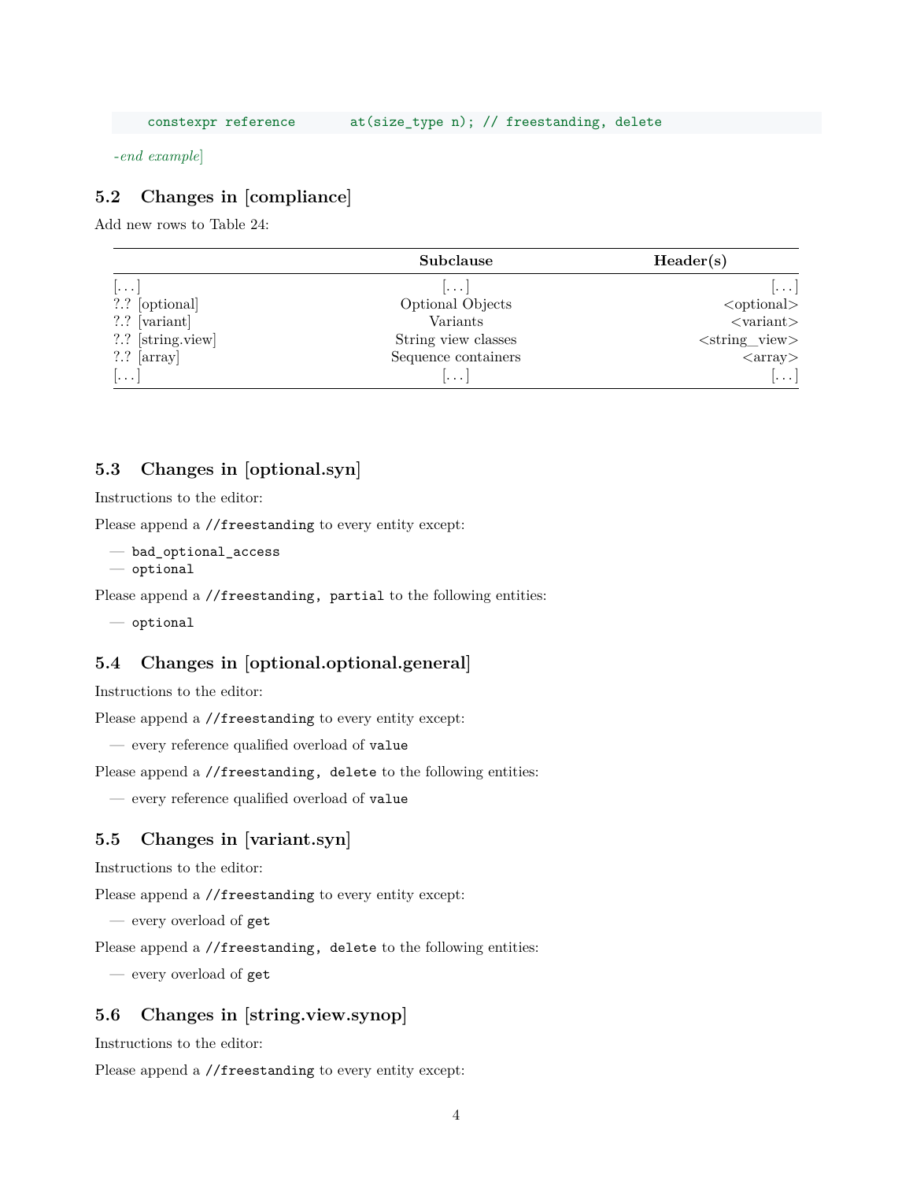```
constexpr reference       at(size_type n); // freestanding, delete
```

*-end example*]

## 5.2 Changes in [compliance]

Add new rows to Table 24:

| | Subclause | Header(s) |
|---|---|---|
| [. . . ] | [. . . ] | [. . . ] |
| ?.? [optional] | Optional Objects | <optional> |
| ?.? [variant] | Variants | <variant> |
| ?.? [string.view] | String view classes | <string_view> |
| ?.? [array] | Sequence containers | <array> |
| [. . . ] | [. . . ] | [. . . ] |

## 5.3 Changes in [optional.syn]

Instructions to the editor:

Please append a `//freestanding` to every entity except:

— `bad_optional_access`
— `optional`

Please append a `//freestanding, partial` to the following entities:

— `optional`

## 5.4 Changes in [optional.optional.general]

Instructions to the editor:

Please append a `//freestanding` to every entity except:

— every reference qualified overload of `value`

Please append a `//freestanding, delete` to the following entities:

— every reference qualified overload of `value`

## 5.5 Changes in [variant.syn]

Instructions to the editor:

Please append a `//freestanding` to every entity except:

— every overload of `get`

Please append a `//freestanding, delete` to the following entities:

— every overload of `get`

## 5.6 Changes in [string.view.synop]

Instructions to the editor:

Please append a `//freestanding` to every entity except: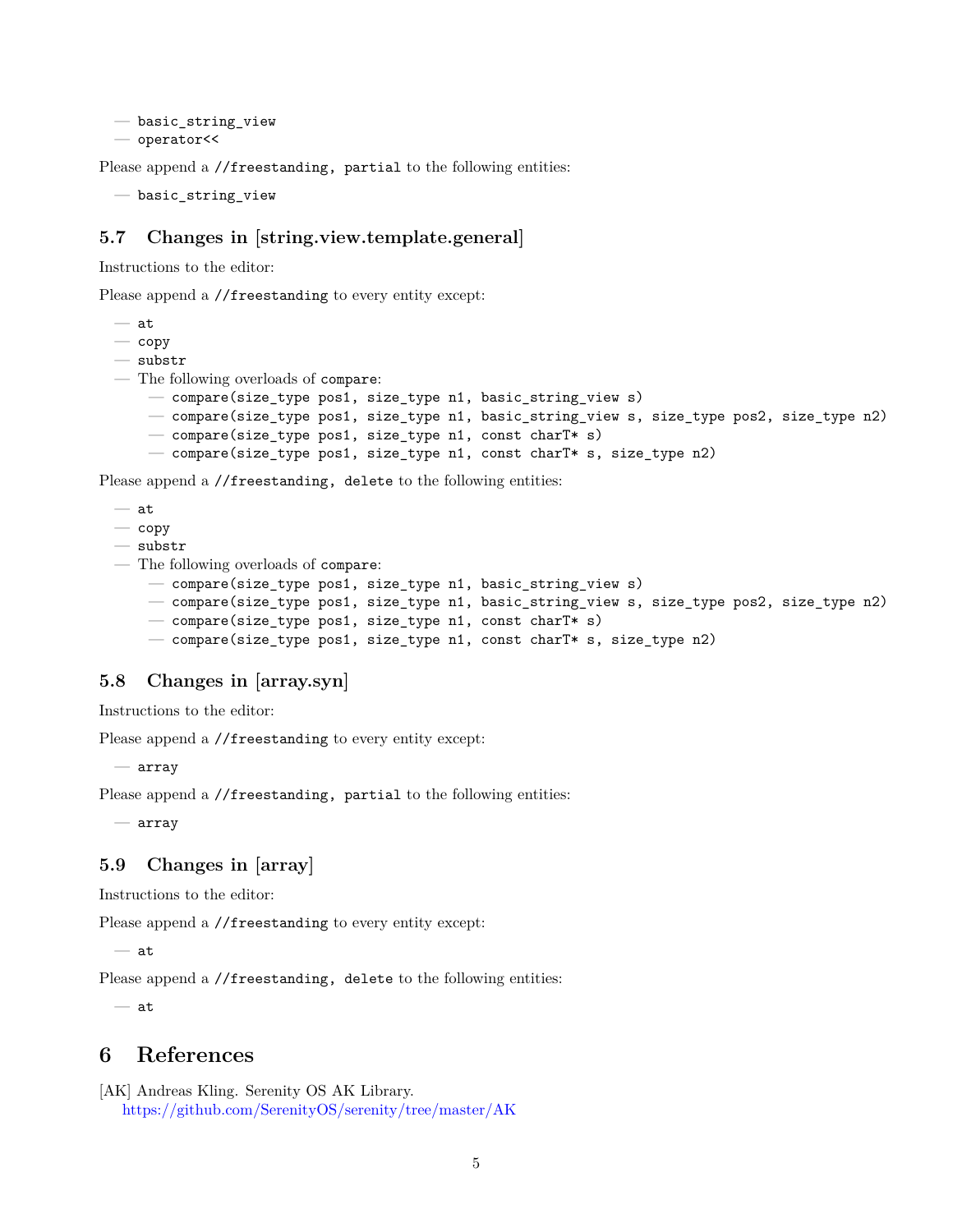- `basic_string_view`
- `operator<<`

Please append a `//freestanding, partial` to the following entities:

- `basic_string_view`

### 5.7 Changes in [string.view.template.general]

Instructions to the editor:

Please append a `//freestanding` to every entity except:

- `at`
- `copy`
- `substr`
- The following overloads of `compare`:
  - `compare(size_type pos1, size_type n1, basic_string_view s)`
  - `compare(size_type pos1, size_type n1, basic_string_view s, size_type pos2, size_type n2)`
  - `compare(size_type pos1, size_type n1, const charT* s)`
  - `compare(size_type pos1, size_type n1, const charT* s, size_type n2)`

Please append a `//freestanding, delete` to the following entities:

- `at`
- `copy`
- `substr`
- The following overloads of `compare`:
  - `compare(size_type pos1, size_type n1, basic_string_view s)`
  - `compare(size_type pos1, size_type n1, basic_string_view s, size_type pos2, size_type n2)`
  - `compare(size_type pos1, size_type n1, const charT* s)`
  - `compare(size_type pos1, size_type n1, const charT* s, size_type n2)`

### 5.8 Changes in [array.syn]

Instructions to the editor:

Please append a `//freestanding` to every entity except:

- `array`

Please append a `//freestanding, partial` to the following entities:

- `array`

### 5.9 Changes in [array]

Instructions to the editor:

Please append a `//freestanding` to every entity except:

- `at`

Please append a `//freestanding, delete` to the following entities:

- `at`

## 6 References

[AK] Andreas Kling. Serenity OS AK Library.
https://github.com/SerenityOS/serenity/tree/master/AK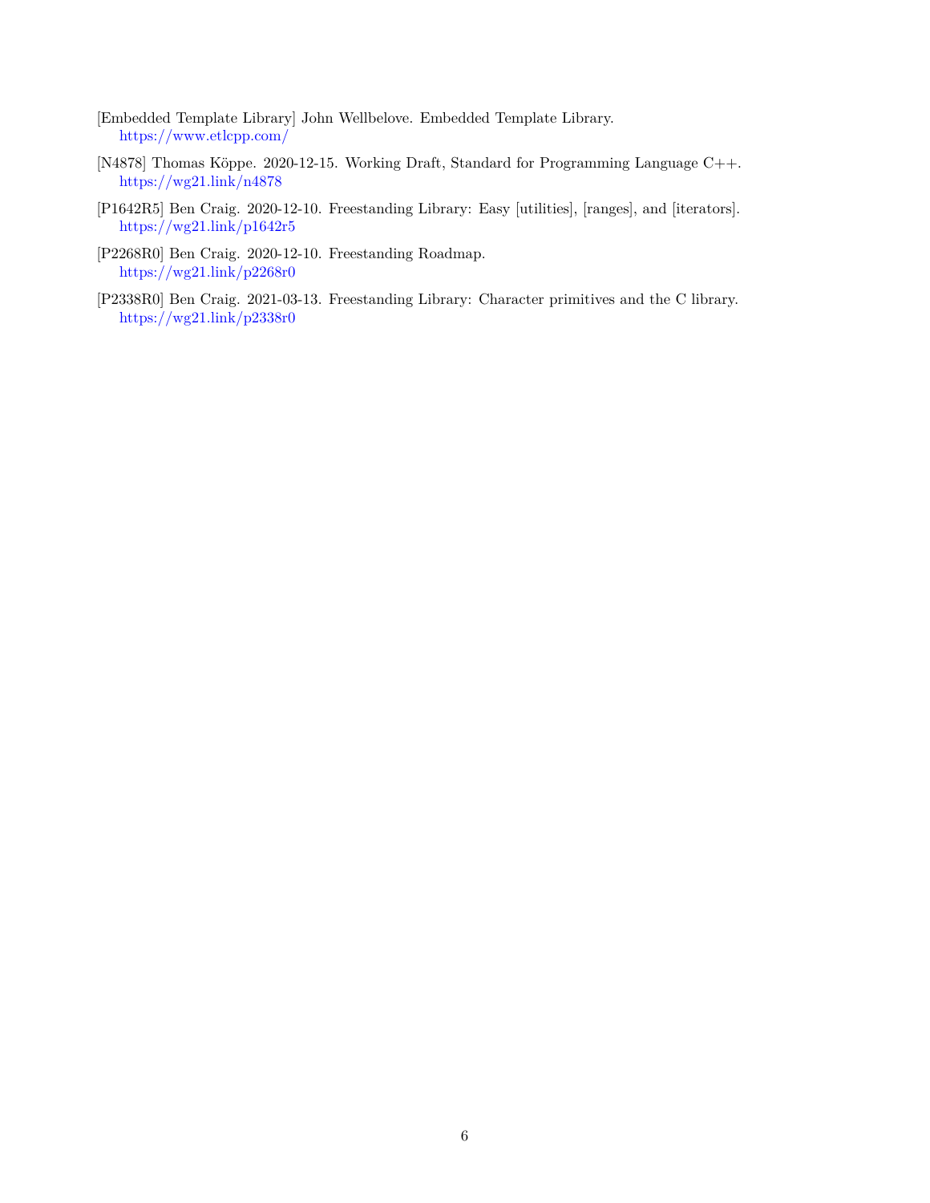[Embedded Template Library] John Wellbelove. Embedded Template Library.
https://www.etlcpp.com/

[N4878] Thomas Köppe. 2020-12-15. Working Draft, Standard for Programming Language C++.
https://wg21.link/n4878

[P1642R5] Ben Craig. 2020-12-10. Freestanding Library: Easy [utilities], [ranges], and [iterators].
https://wg21.link/p1642r5

[P2268R0] Ben Craig. 2020-12-10. Freestanding Roadmap.
https://wg21.link/p2268r0

[P2338R0] Ben Craig. 2021-03-13. Freestanding Library: Character primitives and the C library.
https://wg21.link/p2338r0